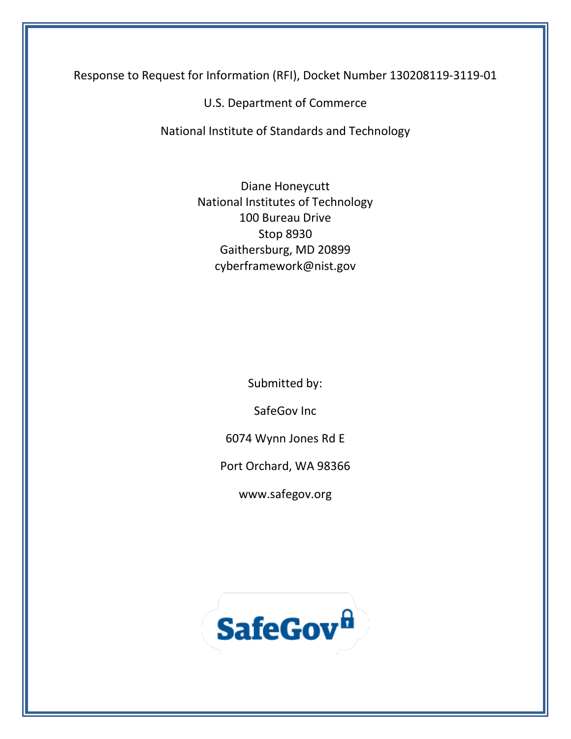Response to Request for Information (RFI), Docket Number 130208119-3119-01

U.S. Department of Commerce

National Institute of Standards and Technology

Diane Honeycutt
National Institutes of Technology
100 Bureau Drive
Stop 8930
Gaithersburg, MD 20899
cyberframework@nist.gov

Submitted by:

SafeGov Inc

6074 Wynn Jones Rd E

Port Orchard, WA 98366

www.safegov.org

SafeGov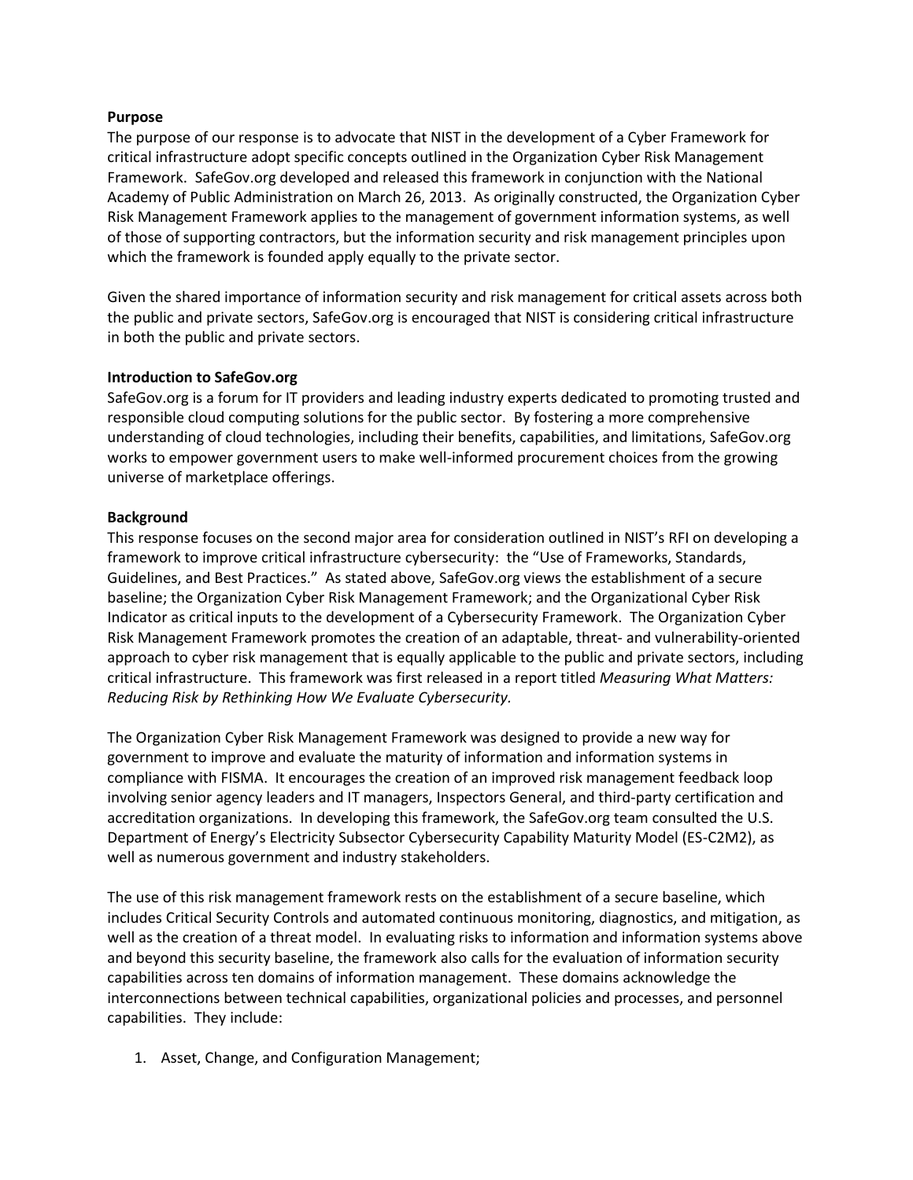**Purpose**

The purpose of our response is to advocate that NIST in the development of a Cyber Framework for critical infrastructure adopt specific concepts outlined in the Organization Cyber Risk Management Framework. SafeGov.org developed and released this framework in conjunction with the National Academy of Public Administration on March 26, 2013. As originally constructed, the Organization Cyber Risk Management Framework applies to the management of government information systems, as well of those of supporting contractors, but the information security and risk management principles upon which the framework is founded apply equally to the private sector.

Given the shared importance of information security and risk management for critical assets across both the public and private sectors, SafeGov.org is encouraged that NIST is considering critical infrastructure in both the public and private sectors.

**Introduction to SafeGov.org**

SafeGov.org is a forum for IT providers and leading industry experts dedicated to promoting trusted and responsible cloud computing solutions for the public sector. By fostering a more comprehensive understanding of cloud technologies, including their benefits, capabilities, and limitations, SafeGov.org works to empower government users to make well-informed procurement choices from the growing universe of marketplace offerings.

**Background**

This response focuses on the second major area for consideration outlined in NIST's RFI on developing a framework to improve critical infrastructure cybersecurity: the "Use of Frameworks, Standards, Guidelines, and Best Practices." As stated above, SafeGov.org views the establishment of a secure baseline; the Organization Cyber Risk Management Framework; and the Organizational Cyber Risk Indicator as critical inputs to the development of a Cybersecurity Framework. The Organization Cyber Risk Management Framework promotes the creation of an adaptable, threat- and vulnerability-oriented approach to cyber risk management that is equally applicable to the public and private sectors, including critical infrastructure. This framework was first released in a report titled *Measuring What Matters: Reducing Risk by Rethinking How We Evaluate Cybersecurity.*

The Organization Cyber Risk Management Framework was designed to provide a new way for government to improve and evaluate the maturity of information and information systems in compliance with FISMA. It encourages the creation of an improved risk management feedback loop involving senior agency leaders and IT managers, Inspectors General, and third-party certification and accreditation organizations. In developing this framework, the SafeGov.org team consulted the U.S. Department of Energy's Electricity Subsector Cybersecurity Capability Maturity Model (ES-C2M2), as well as numerous government and industry stakeholders.

The use of this risk management framework rests on the establishment of a secure baseline, which includes Critical Security Controls and automated continuous monitoring, diagnostics, and mitigation, as well as the creation of a threat model. In evaluating risks to information and information systems above and beyond this security baseline, the framework also calls for the evaluation of information security capabilities across ten domains of information management. These domains acknowledge the interconnections between technical capabilities, organizational policies and processes, and personnel capabilities. They include:

1. Asset, Change, and Configuration Management;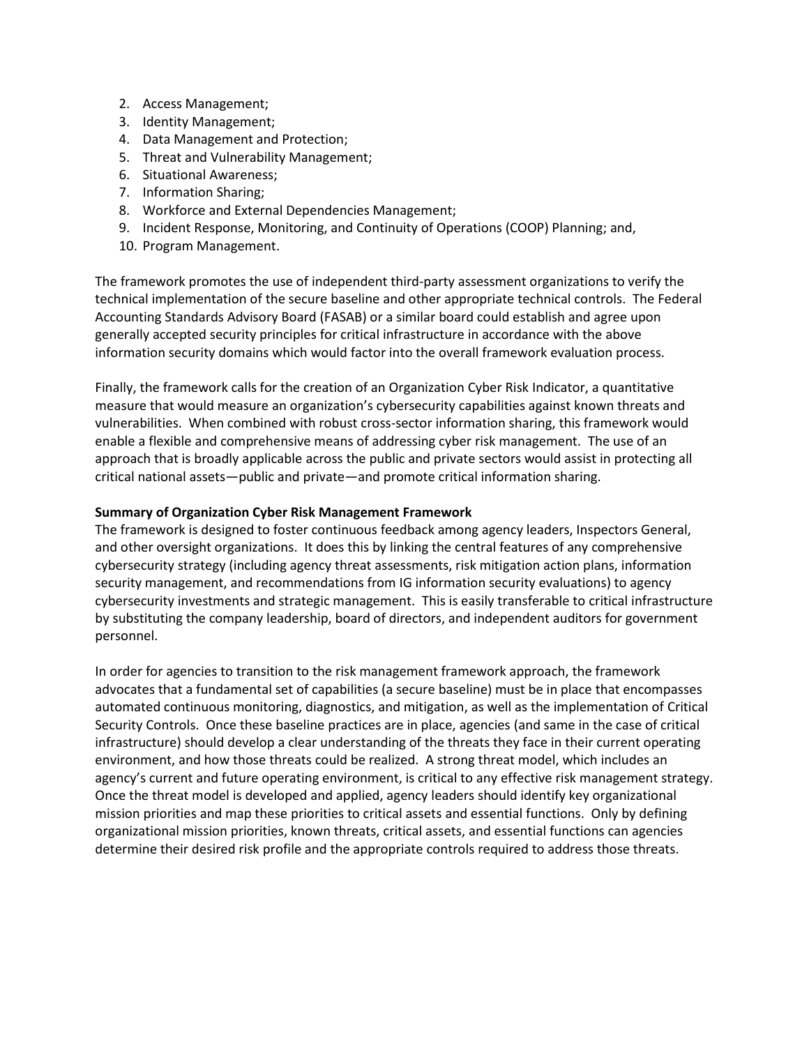2. Access Management;
3. Identity Management;
4. Data Management and Protection;
5. Threat and Vulnerability Management;
6. Situational Awareness;
7. Information Sharing;
8. Workforce and External Dependencies Management;
9. Incident Response, Monitoring, and Continuity of Operations (COOP) Planning; and,
10. Program Management.

The framework promotes the use of independent third-party assessment organizations to verify the technical implementation of the secure baseline and other appropriate technical controls. The Federal Accounting Standards Advisory Board (FASAB) or a similar board could establish and agree upon generally accepted security principles for critical infrastructure in accordance with the above information security domains which would factor into the overall framework evaluation process.

Finally, the framework calls for the creation of an Organization Cyber Risk Indicator, a quantitative measure that would measure an organization's cybersecurity capabilities against known threats and vulnerabilities. When combined with robust cross-sector information sharing, this framework would enable a flexible and comprehensive means of addressing cyber risk management. The use of an approach that is broadly applicable across the public and private sectors would assist in protecting all critical national assets—public and private—and promote critical information sharing.

**Summary of Organization Cyber Risk Management Framework**

The framework is designed to foster continuous feedback among agency leaders, Inspectors General, and other oversight organizations. It does this by linking the central features of any comprehensive cybersecurity strategy (including agency threat assessments, risk mitigation action plans, information security management, and recommendations from IG information security evaluations) to agency cybersecurity investments and strategic management. This is easily transferable to critical infrastructure by substituting the company leadership, board of directors, and independent auditors for government personnel.

In order for agencies to transition to the risk management framework approach, the framework advocates that a fundamental set of capabilities (a secure baseline) must be in place that encompasses automated continuous monitoring, diagnostics, and mitigation, as well as the implementation of Critical Security Controls. Once these baseline practices are in place, agencies (and same in the case of critical infrastructure) should develop a clear understanding of the threats they face in their current operating environment, and how those threats could be realized. A strong threat model, which includes an agency's current and future operating environment, is critical to any effective risk management strategy. Once the threat model is developed and applied, agency leaders should identify key organizational mission priorities and map these priorities to critical assets and essential functions. Only by defining organizational mission priorities, known threats, critical assets, and essential functions can agencies determine their desired risk profile and the appropriate controls required to address those threats.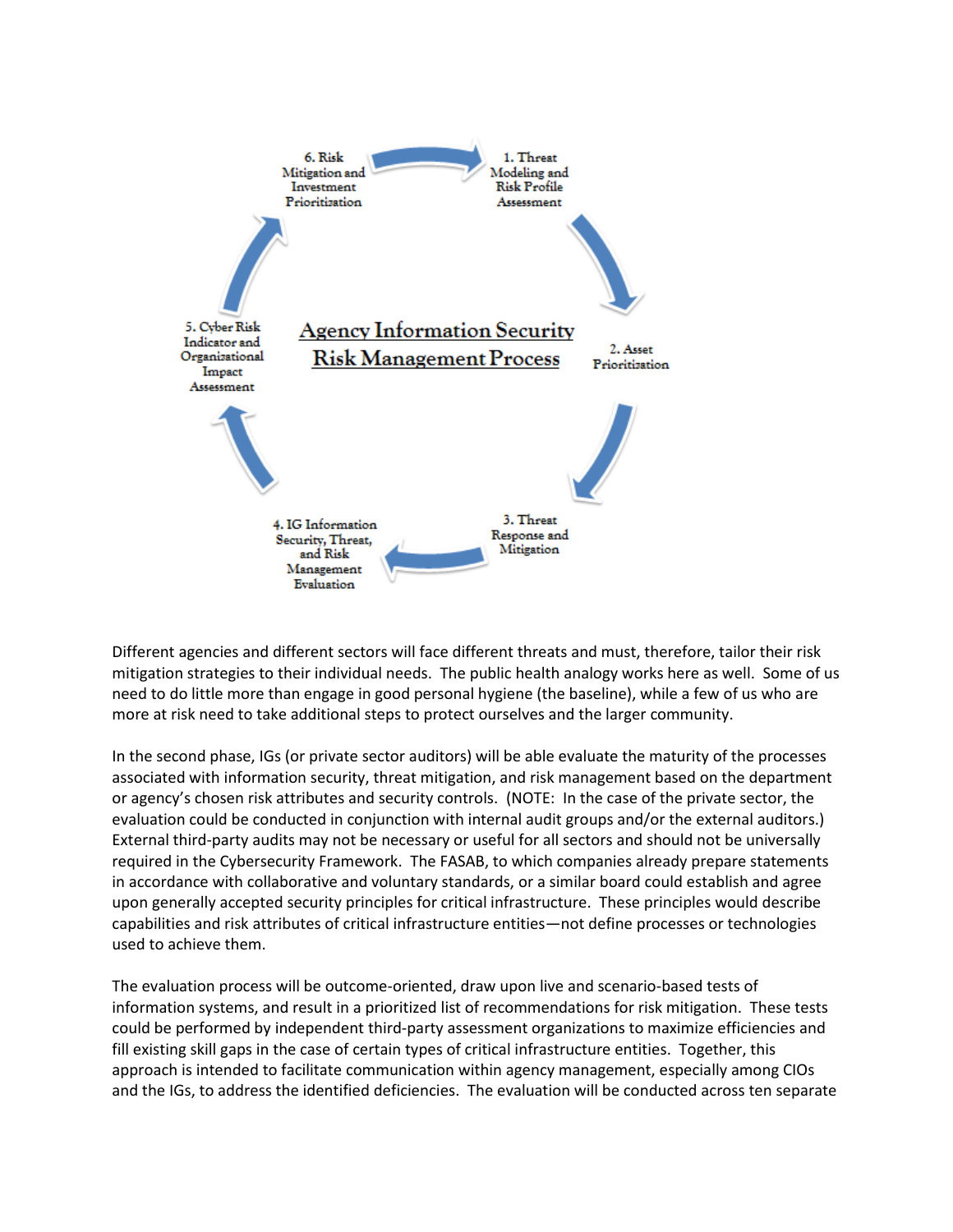**Agency Information Security Risk Management Process**

1. Threat Modeling and Risk Profile Assessment
2. Asset Prioritization
3. Threat Response and Mitigation
4. IG Information Security, Threat, and Risk Management Evaluation
5. Cyber Risk Indicator and Organizational Impact Assessment
6. Risk Mitigation and Investment Prioritization

Different agencies and different sectors will face different threats and must, therefore, tailor their risk mitigation strategies to their individual needs. The public health analogy works here as well. Some of us need to do little more than engage in good personal hygiene (the baseline), while a few of us who are more at risk need to take additional steps to protect ourselves and the larger community.

In the second phase, IGs (or private sector auditors) will be able evaluate the maturity of the processes associated with information security, threat mitigation, and risk management based on the department or agency's chosen risk attributes and security controls. (NOTE: In the case of the private sector, the evaluation could be conducted in conjunction with internal audit groups and/or the external auditors.) External third-party audits may not be necessary or useful for all sectors and should not be universally required in the Cybersecurity Framework. The FASAB, to which companies already prepare statements in accordance with collaborative and voluntary standards, or a similar board could establish and agree upon generally accepted security principles for critical infrastructure. These principles would describe capabilities and risk attributes of critical infrastructure entities—not define processes or technologies used to achieve them.

The evaluation process will be outcome-oriented, draw upon live and scenario-based tests of information systems, and result in a prioritized list of recommendations for risk mitigation. These tests could be performed by independent third-party assessment organizations to maximize efficiencies and fill existing skill gaps in the case of certain types of critical infrastructure entities. Together, this approach is intended to facilitate communication within agency management, especially among CIOs and the IGs, to address the identified deficiencies. The evaluation will be conducted across ten separate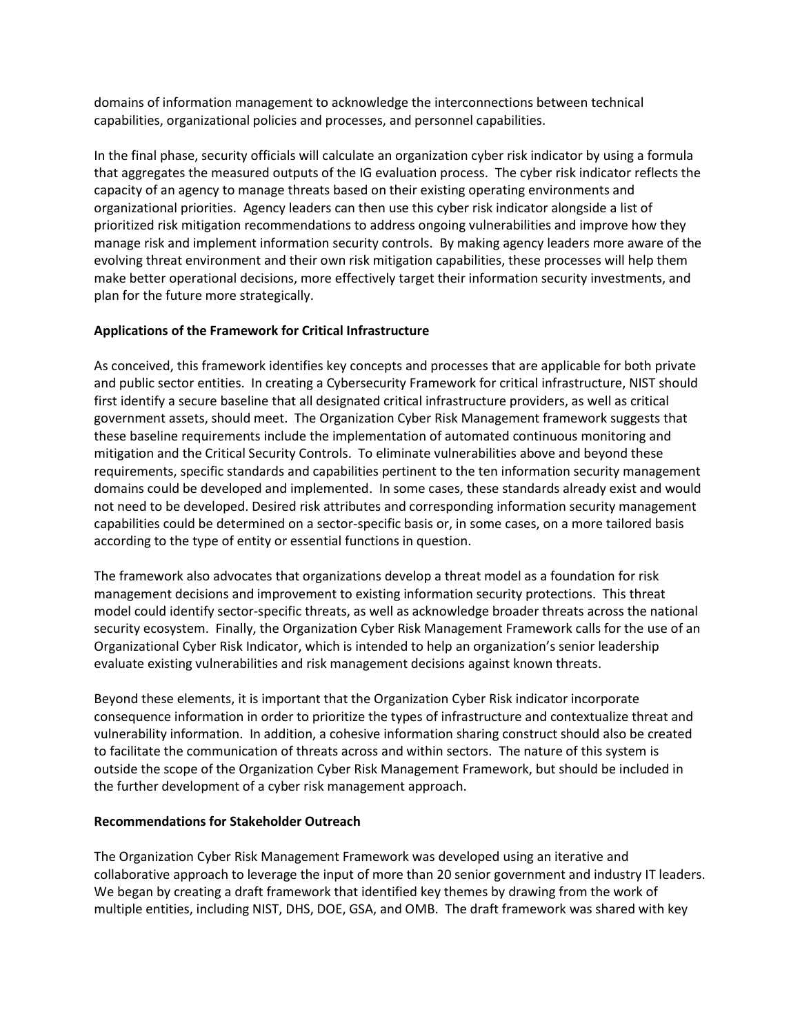domains of information management to acknowledge the interconnections between technical capabilities, organizational policies and processes, and personnel capabilities.

In the final phase, security officials will calculate an organization cyber risk indicator by using a formula that aggregates the measured outputs of the IG evaluation process. The cyber risk indicator reflects the capacity of an agency to manage threats based on their existing operating environments and organizational priorities. Agency leaders can then use this cyber risk indicator alongside a list of prioritized risk mitigation recommendations to address ongoing vulnerabilities and improve how they manage risk and implement information security controls. By making agency leaders more aware of the evolving threat environment and their own risk mitigation capabilities, these processes will help them make better operational decisions, more effectively target their information security investments, and plan for the future more strategically.

**Applications of the Framework for Critical Infrastructure**

As conceived, this framework identifies key concepts and processes that are applicable for both private and public sector entities. In creating a Cybersecurity Framework for critical infrastructure, NIST should first identify a secure baseline that all designated critical infrastructure providers, as well as critical government assets, should meet. The Organization Cyber Risk Management framework suggests that these baseline requirements include the implementation of automated continuous monitoring and mitigation and the Critical Security Controls. To eliminate vulnerabilities above and beyond these requirements, specific standards and capabilities pertinent to the ten information security management domains could be developed and implemented. In some cases, these standards already exist and would not need to be developed. Desired risk attributes and corresponding information security management capabilities could be determined on a sector-specific basis or, in some cases, on a more tailored basis according to the type of entity or essential functions in question.

The framework also advocates that organizations develop a threat model as a foundation for risk management decisions and improvement to existing information security protections. This threat model could identify sector-specific threats, as well as acknowledge broader threats across the national security ecosystem. Finally, the Organization Cyber Risk Management Framework calls for the use of an Organizational Cyber Risk Indicator, which is intended to help an organization's senior leadership evaluate existing vulnerabilities and risk management decisions against known threats.

Beyond these elements, it is important that the Organization Cyber Risk indicator incorporate consequence information in order to prioritize the types of infrastructure and contextualize threat and vulnerability information. In addition, a cohesive information sharing construct should also be created to facilitate the communication of threats across and within sectors. The nature of this system is outside the scope of the Organization Cyber Risk Management Framework, but should be included in the further development of a cyber risk management approach.

**Recommendations for Stakeholder Outreach**

The Organization Cyber Risk Management Framework was developed using an iterative and collaborative approach to leverage the input of more than 20 senior government and industry IT leaders. We began by creating a draft framework that identified key themes by drawing from the work of multiple entities, including NIST, DHS, DOE, GSA, and OMB. The draft framework was shared with key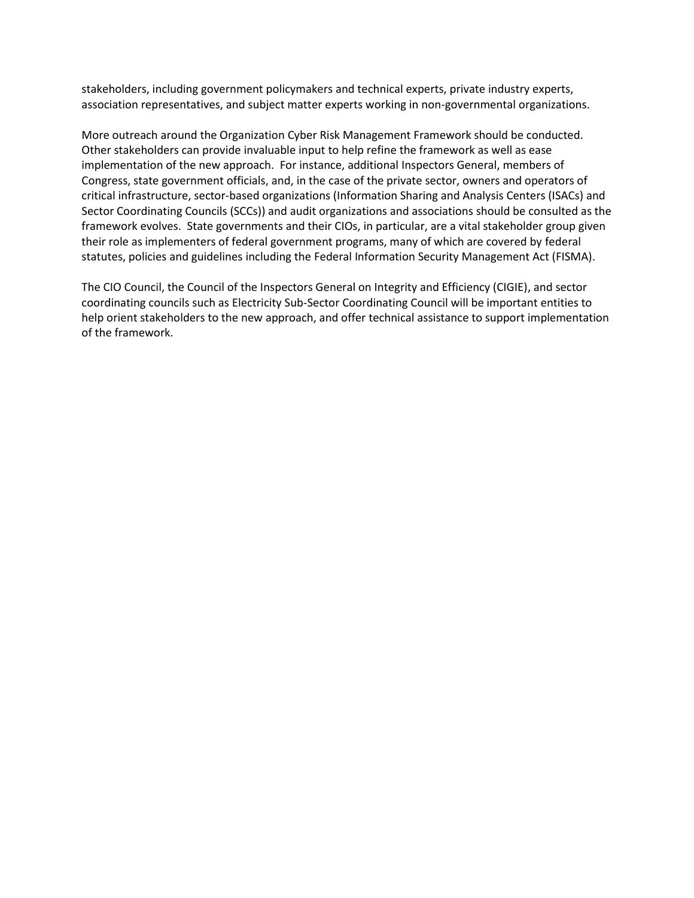stakeholders, including government policymakers and technical experts, private industry experts, association representatives, and subject matter experts working in non-governmental organizations.

More outreach around the Organization Cyber Risk Management Framework should be conducted. Other stakeholders can provide invaluable input to help refine the framework as well as ease implementation of the new approach. For instance, additional Inspectors General, members of Congress, state government officials, and, in the case of the private sector, owners and operators of critical infrastructure, sector-based organizations (Information Sharing and Analysis Centers (ISACs) and Sector Coordinating Councils (SCCs)) and audit organizations and associations should be consulted as the framework evolves. State governments and their CIOs, in particular, are a vital stakeholder group given their role as implementers of federal government programs, many of which are covered by federal statutes, policies and guidelines including the Federal Information Security Management Act (FISMA).

The CIO Council, the Council of the Inspectors General on Integrity and Efficiency (CIGIE), and sector coordinating councils such as Electricity Sub-Sector Coordinating Council will be important entities to help orient stakeholders to the new approach, and offer technical assistance to support implementation of the framework.